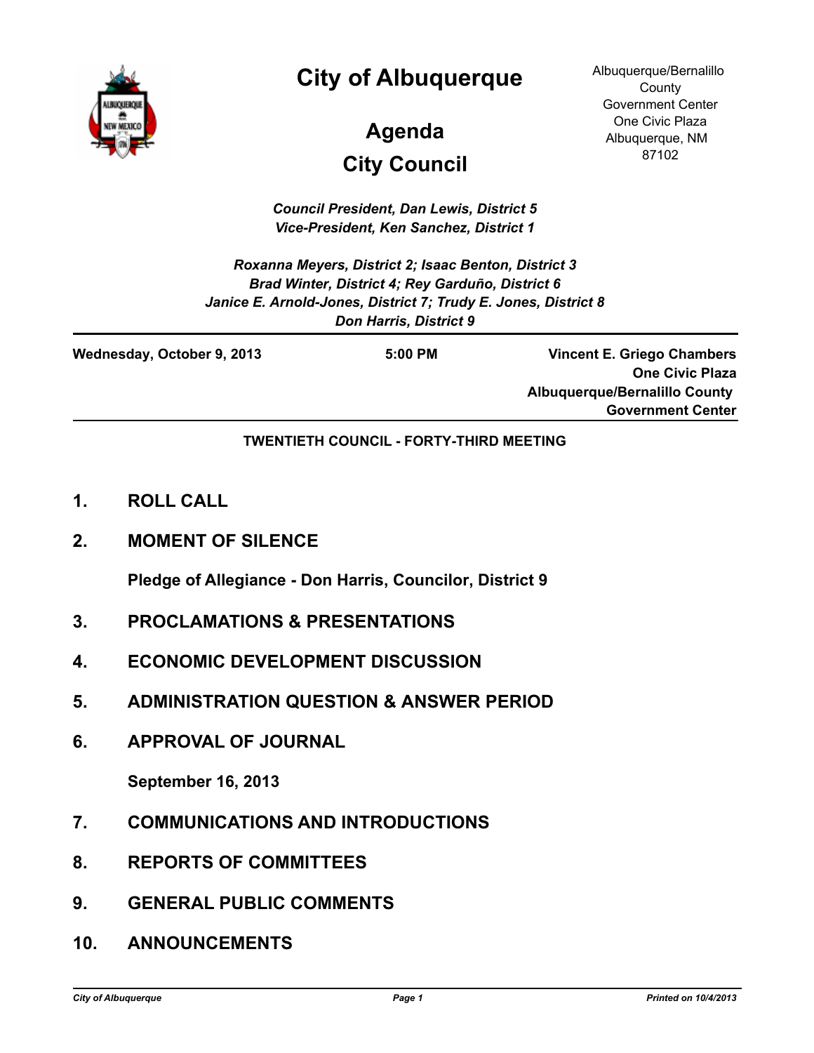# City of Albuquerque

## Agenda

## City Council

Albuquerque/Bernalillo County Government Center
One Civic Plaza
Albuquerque, NM 87102

***Council President, Dan Lewis, District 5***
***Vice-President, Ken Sanchez, District 1***

***Roxanna Meyers, District 2; Isaac Benton, District 3***
***Brad Winter, District 4; Rey Garduño, District 6***
***Janice E. Arnold-Jones, District 7; Trudy E. Jones, District 8***
***Don Harris, District 9***

---

**Wednesday, October 9, 2013** | **5:00 PM** | **Vincent E. Griego Chambers, One Civic Plaza, Albuquerque/Bernalillo County Government Center**

---

**TWENTIETH COUNCIL - FORTY-THIRD MEETING**

**1. ROLL CALL**

**2. MOMENT OF SILENCE**

**Pledge of Allegiance - Don Harris, Councilor, District 9**

**3. PROCLAMATIONS & PRESENTATIONS**

**4. ECONOMIC DEVELOPMENT DISCUSSION**

**5. ADMINISTRATION QUESTION & ANSWER PERIOD**

**6. APPROVAL OF JOURNAL**

**September 16, 2013**

**7. COMMUNICATIONS AND INTRODUCTIONS**

**8. REPORTS OF COMMITTEES**

**9. GENERAL PUBLIC COMMENTS**

**10. ANNOUNCEMENTS**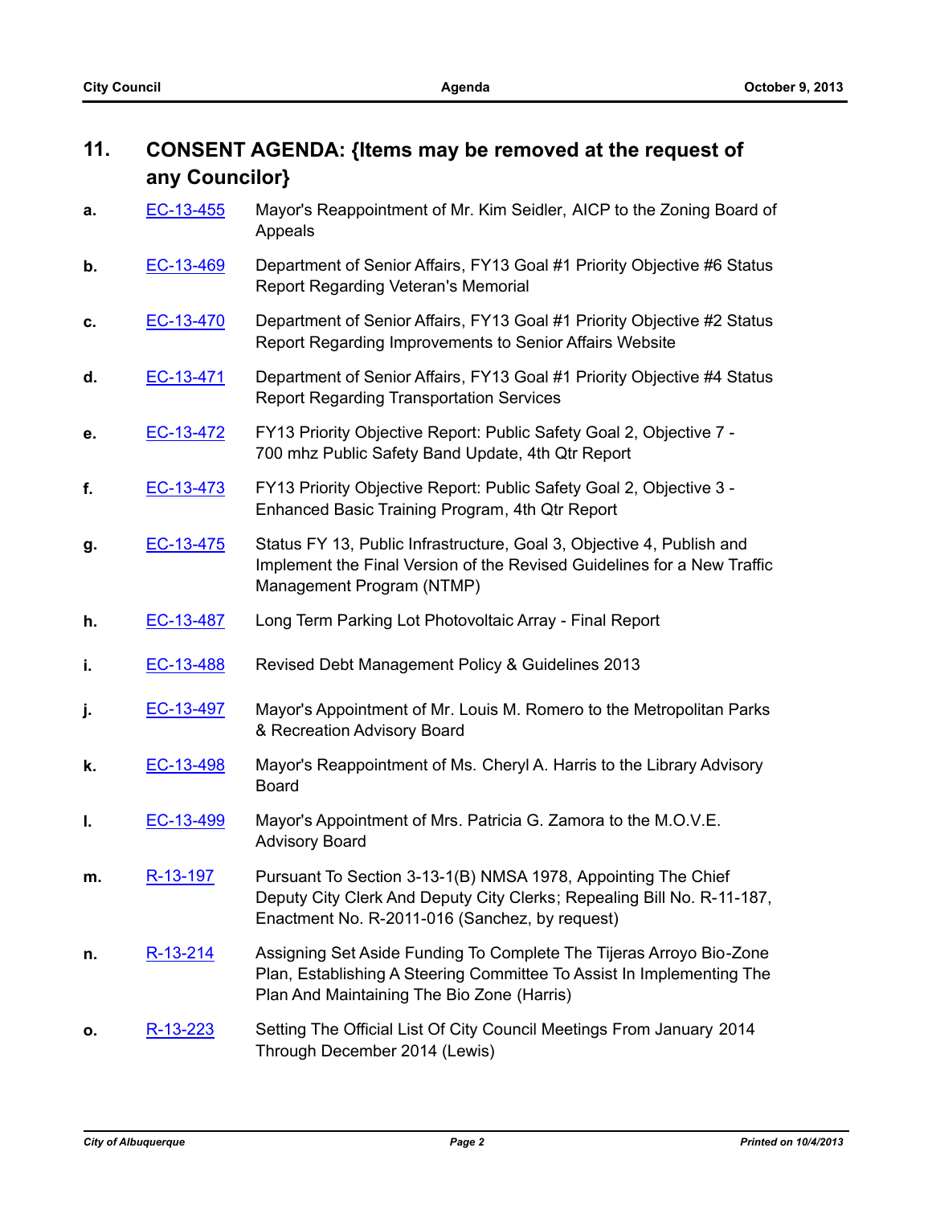## 11. CONSENT AGENDA: {Items may be removed at the request of any Councilor}

a. EC-13-455 Mayor's Reappointment of Mr. Kim Seidler, AICP to the Zoning Board of Appeals

b. EC-13-469 Department of Senior Affairs, FY13 Goal #1 Priority Objective #6 Status Report Regarding Veteran's Memorial

c. EC-13-470 Department of Senior Affairs, FY13 Goal #1 Priority Objective #2 Status Report Regarding Improvements to Senior Affairs Website

d. EC-13-471 Department of Senior Affairs, FY13 Goal #1 Priority Objective #4 Status Report Regarding Transportation Services

e. EC-13-472 FY13 Priority Objective Report: Public Safety Goal 2, Objective 7 - 700 mhz Public Safety Band Update, 4th Qtr Report

f. EC-13-473 FY13 Priority Objective Report: Public Safety Goal 2, Objective 3 - Enhanced Basic Training Program, 4th Qtr Report

g. EC-13-475 Status FY 13, Public Infrastructure, Goal 3, Objective 4, Publish and Implement the Final Version of the Revised Guidelines for a New Traffic Management Program (NTMP)

h. EC-13-487 Long Term Parking Lot Photovoltaic Array - Final Report

i. EC-13-488 Revised Debt Management Policy & Guidelines 2013

j. EC-13-497 Mayor's Appointment of Mr. Louis M. Romero to the Metropolitan Parks & Recreation Advisory Board

k. EC-13-498 Mayor's Reappointment of Ms. Cheryl A. Harris to the Library Advisory Board

l. EC-13-499 Mayor's Appointment of Mrs. Patricia G. Zamora to the M.O.V.E. Advisory Board

m. R-13-197 Pursuant To Section 3-13-1(B) NMSA 1978, Appointing The Chief Deputy City Clerk And Deputy City Clerks; Repealing Bill No. R-11-187, Enactment No. R-2011-016 (Sanchez, by request)

n. R-13-214 Assigning Set Aside Funding To Complete The Tijeras Arroyo Bio-Zone Plan, Establishing A Steering Committee To Assist In Implementing The Plan And Maintaining The Bio Zone (Harris)

o. R-13-223 Setting The Official List Of City Council Meetings From January 2014 Through December 2014 (Lewis)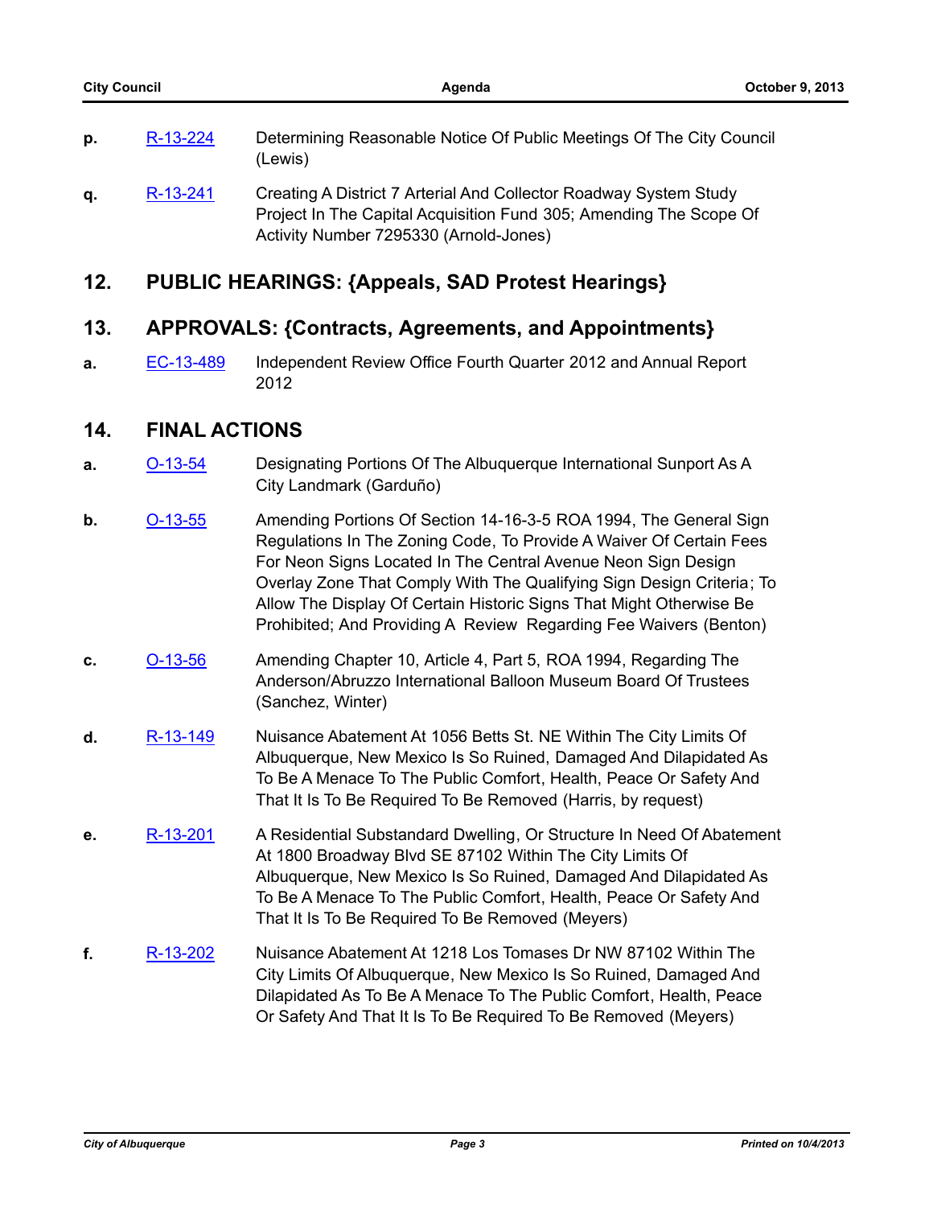**p.** R-13-224 Determining Reasonable Notice Of Public Meetings Of The City Council (Lewis)

**q.** R-13-241 Creating A District 7 Arterial And Collector Roadway System Study Project In The Capital Acquisition Fund 305; Amending The Scope Of Activity Number 7295330 (Arnold-Jones)

## 12. PUBLIC HEARINGS: {Appeals, SAD Protest Hearings}

## 13. APPROVALS: {Contracts, Agreements, and Appointments}

**a.** EC-13-489 Independent Review Office Fourth Quarter 2012 and Annual Report 2012

## 14. FINAL ACTIONS

**a.** O-13-54 Designating Portions Of The Albuquerque International Sunport As A City Landmark (Garduño)

**b.** O-13-55 Amending Portions Of Section 14-16-3-5 ROA 1994, The General Sign Regulations In The Zoning Code, To Provide A Waiver Of Certain Fees For Neon Signs Located In The Central Avenue Neon Sign Design Overlay Zone That Comply With The Qualifying Sign Design Criteria; To Allow The Display Of Certain Historic Signs That Might Otherwise Be Prohibited; And Providing A Review Regarding Fee Waivers (Benton)

**c.** O-13-56 Amending Chapter 10, Article 4, Part 5, ROA 1994, Regarding The Anderson/Abruzzo International Balloon Museum Board Of Trustees (Sanchez, Winter)

**d.** R-13-149 Nuisance Abatement At 1056 Betts St. NE Within The City Limits Of Albuquerque, New Mexico Is So Ruined, Damaged And Dilapidated As To Be A Menace To The Public Comfort, Health, Peace Or Safety And That It Is To Be Required To Be Removed (Harris, by request)

**e.** R-13-201 A Residential Substandard Dwelling, Or Structure In Need Of Abatement At 1800 Broadway Blvd SE 87102 Within The City Limits Of Albuquerque, New Mexico Is So Ruined, Damaged And Dilapidated As To Be A Menace To The Public Comfort, Health, Peace Or Safety And That It Is To Be Required To Be Removed (Meyers)

**f.** R-13-202 Nuisance Abatement At 1218 Los Tomases Dr NW 87102 Within The City Limits Of Albuquerque, New Mexico Is So Ruined, Damaged And Dilapidated As To Be A Menace To The Public Comfort, Health, Peace Or Safety And That It Is To Be Required To Be Removed (Meyers)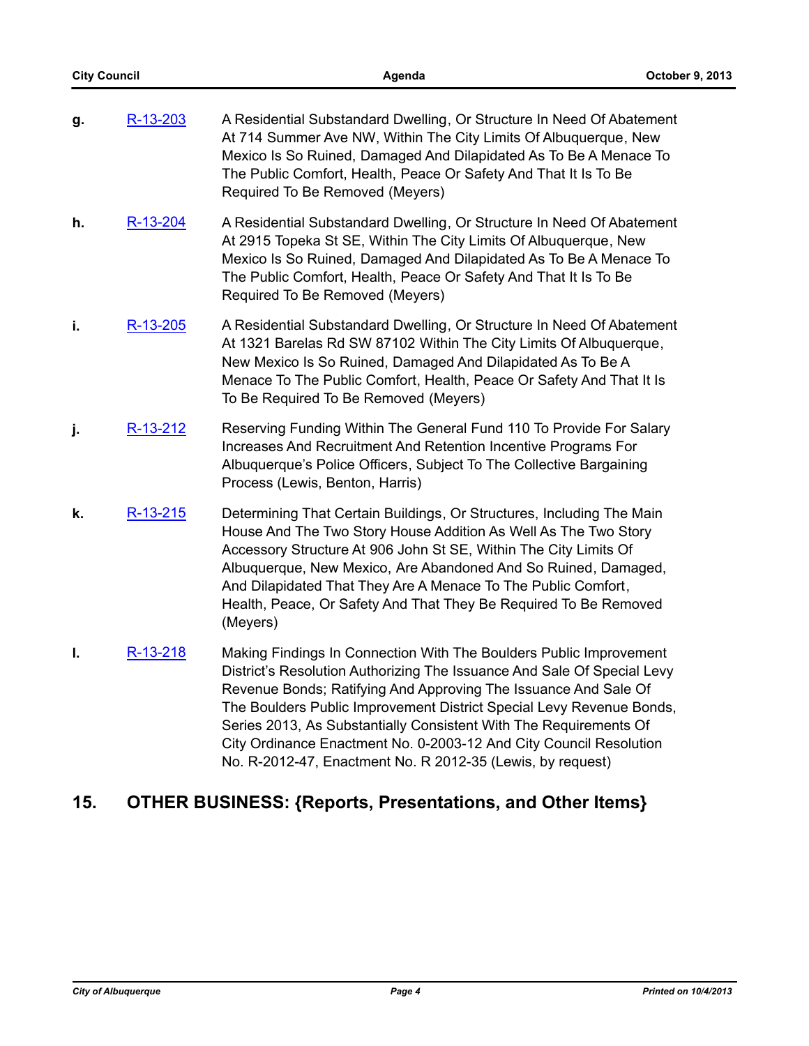g. R-13-203 A Residential Substandard Dwelling, Or Structure In Need Of Abatement At 714 Summer Ave NW, Within The City Limits Of Albuquerque, New Mexico Is So Ruined, Damaged And Dilapidated As To Be A Menace To The Public Comfort, Health, Peace Or Safety And That It Is To Be Required To Be Removed (Meyers)

h. R-13-204 A Residential Substandard Dwelling, Or Structure In Need Of Abatement At 2915 Topeka St SE, Within The City Limits Of Albuquerque, New Mexico Is So Ruined, Damaged And Dilapidated As To Be A Menace To The Public Comfort, Health, Peace Or Safety And That It Is To Be Required To Be Removed (Meyers)

i. R-13-205 A Residential Substandard Dwelling, Or Structure In Need Of Abatement At 1321 Barelas Rd SW 87102 Within The City Limits Of Albuquerque, New Mexico Is So Ruined, Damaged And Dilapidated As To Be A Menace To The Public Comfort, Health, Peace Or Safety And That It Is To Be Required To Be Removed (Meyers)

j. R-13-212 Reserving Funding Within The General Fund 110 To Provide For Salary Increases And Recruitment And Retention Incentive Programs For Albuquerque's Police Officers, Subject To The Collective Bargaining Process (Lewis, Benton, Harris)

k. R-13-215 Determining That Certain Buildings, Or Structures, Including The Main House And The Two Story House Addition As Well As The Two Story Accessory Structure At 906 John St SE, Within The City Limits Of Albuquerque, New Mexico, Are Abandoned And So Ruined, Damaged, And Dilapidated That They Are A Menace To The Public Comfort, Health, Peace, Or Safety And That They Be Required To Be Removed (Meyers)

l. R-13-218 Making Findings In Connection With The Boulders Public Improvement District's Resolution Authorizing The Issuance And Sale Of Special Levy Revenue Bonds; Ratifying And Approving The Issuance And Sale Of The Boulders Public Improvement District Special Levy Revenue Bonds, Series 2013, As Substantially Consistent With The Requirements Of City Ordinance Enactment No. 0-2003-12 And City Council Resolution No. R-2012-47, Enactment No. R 2012-35 (Lewis, by request)

## 15. OTHER BUSINESS: {Reports, Presentations, and Other Items}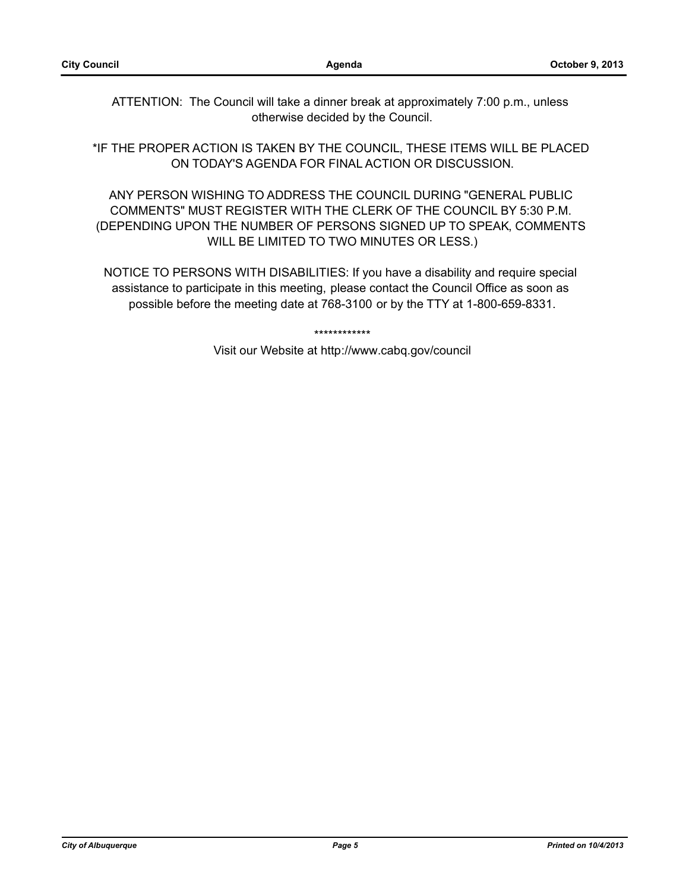ATTENTION: The Council will take a dinner break at approximately 7:00 p.m., unless otherwise decided by the Council.

*IF THE PROPER ACTION IS TAKEN BY THE COUNCIL, THESE ITEMS WILL BE PLACED ON TODAY'S AGENDA FOR FINAL ACTION OR DISCUSSION.

ANY PERSON WISHING TO ADDRESS THE COUNCIL DURING "GENERAL PUBLIC COMMENTS" MUST REGISTER WITH THE CLERK OF THE COUNCIL BY 5:30 P.M. (DEPENDING UPON THE NUMBER OF PERSONS SIGNED UP TO SPEAK, COMMENTS WILL BE LIMITED TO TWO MINUTES OR LESS.)

NOTICE TO PERSONS WITH DISABILITIES: If you have a disability and require special assistance to participate in this meeting, please contact the Council Office as soon as possible before the meeting date at 768-3100 or by the TTY at 1-800-659-8331.

************

Visit our Website at http://www.cabq.gov/council